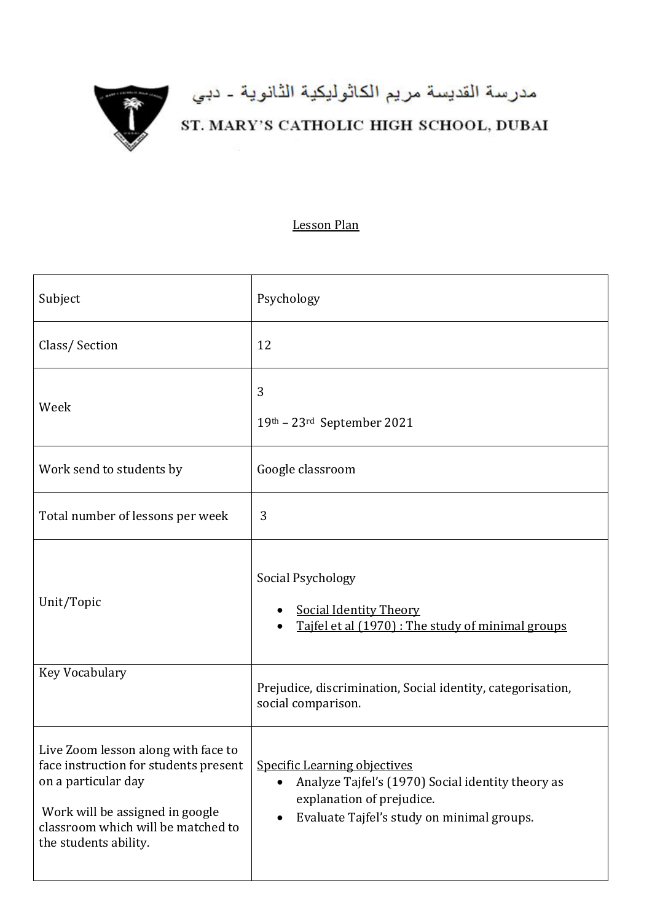مدرسة القديسة مريم الكاثوليكية الثانوية - دبي

ST. MARY'S CATHOLIC HIGH SCHOOL, DUBAI

# Lesson Plan

| | |
|---|---|
| Subject | Psychology |
| Class/ Section | 12 |
| Week | 3<br>19th – 23rd September 2021 |
| Work send to students by | Google classroom |
| Total number of lessons per week | 3 |
| Unit/Topic | Social Psychology<br>• Social Identity Theory<br>• Tajfel et al (1970) : The study of minimal groups |
| Key Vocabulary | Prejudice, discrimination, Social identity, categorisation, social comparison. |
| Live Zoom lesson along with face to face instruction for students present on a particular day<br><br>Work will be assigned in google classroom which will be matched to the students ability. | Specific Learning objectives<br>• Analyze Tajfel's (1970) Social identity theory as explanation of prejudice.<br>• Evaluate Tajfel's study on minimal groups. |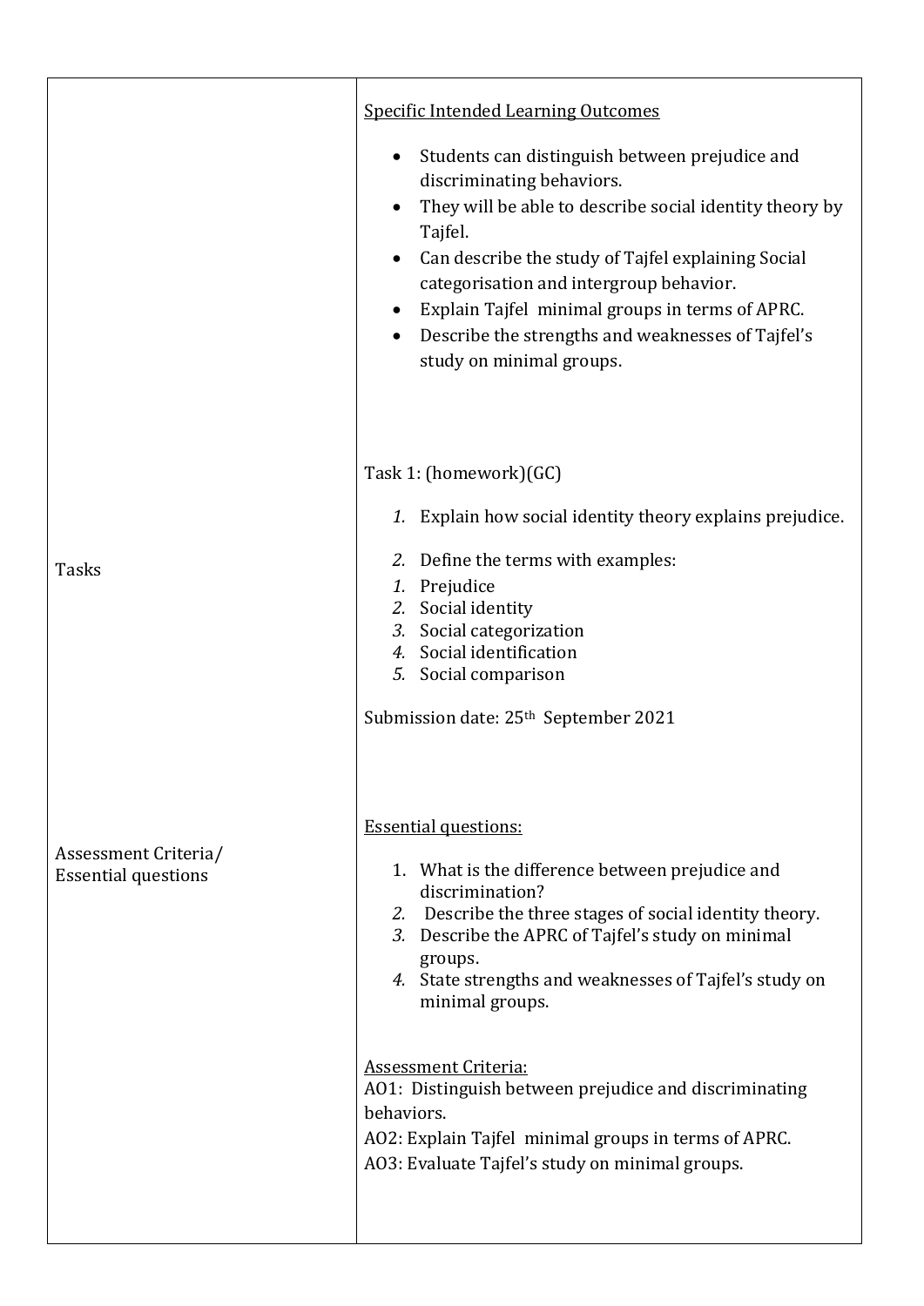| | |
|---|---|
| | <u>Specific Intended Learning Outcomes</u><br><br>• Students can distinguish between prejudice and discriminating behaviors.<br>• They will be able to describe social identity theory by Tajfel.<br>• Can describe the study of Tajfel explaining Social categorisation and intergroup behavior.<br>• Explain Tajfel minimal groups in terms of APRC.<br>• Describe the strengths and weaknesses of Tajfel's study on minimal groups. |
| Tasks | Task 1: (homework)(GC)<br><br>*1.* Explain how social identity theory explains prejudice.<br><br>*2.* Define the terms with examples:<br>*1.* Prejudice<br>*2.* Social identity<br>*3.* Social categorization<br>*4.* Social identification<br>*5.* Social comparison<br><br>Submission date: 25th September 2021 |
| Assessment Criteria/<br>Essential questions | <u>Essential questions:</u><br><br>1. What is the difference between prejudice and discrimination?<br>*2.* Describe the three stages of social identity theory.<br>*3.* Describe the APRC of Tajfel's study on minimal groups.<br>*4.* State strengths and weaknesses of Tajfel's study on minimal groups.<br><br><u>Assessment Criteria:</u><br>AO1: Distinguish between prejudice and discriminating behaviors.<br>AO2: Explain Tajfel minimal groups in terms of APRC.<br>AO3: Evaluate Tajfel's study on minimal groups. |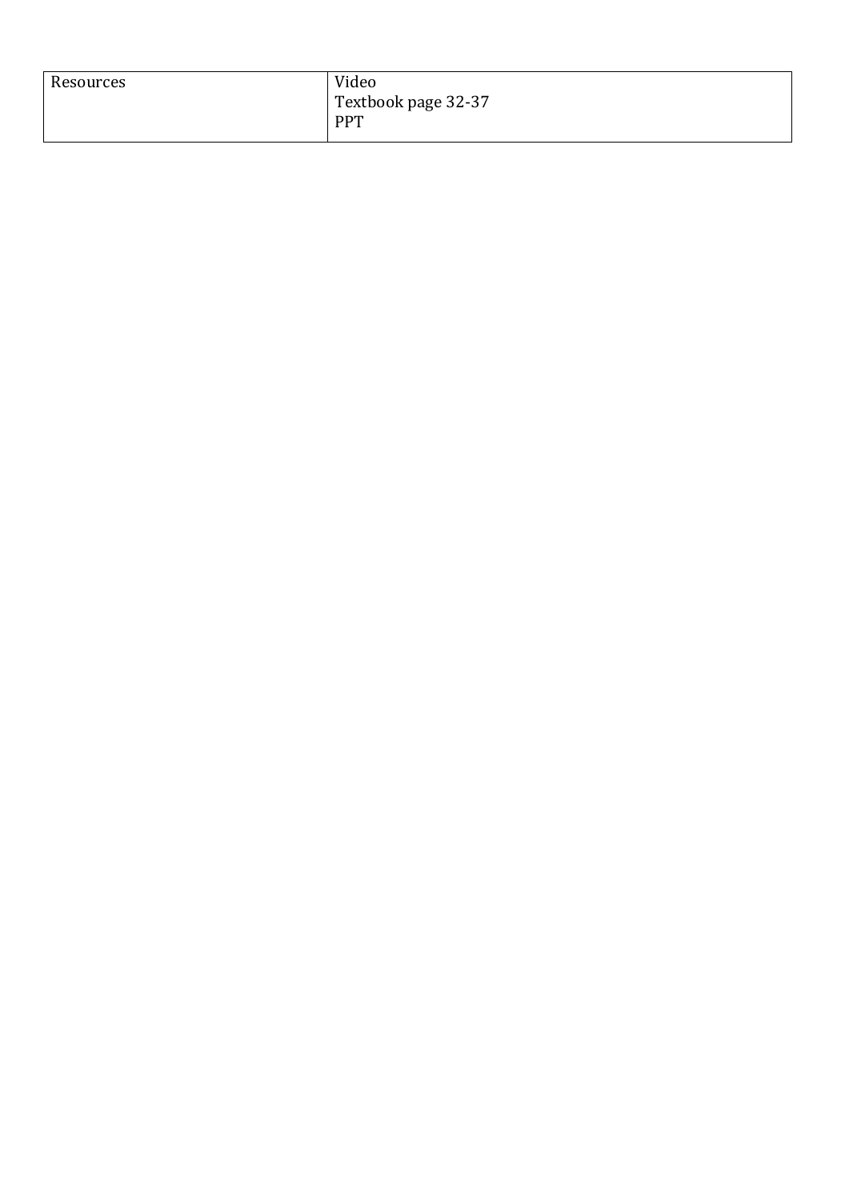| | |
|---|---|
| Resources | Video<br>Textbook page 32-37<br>PPT |